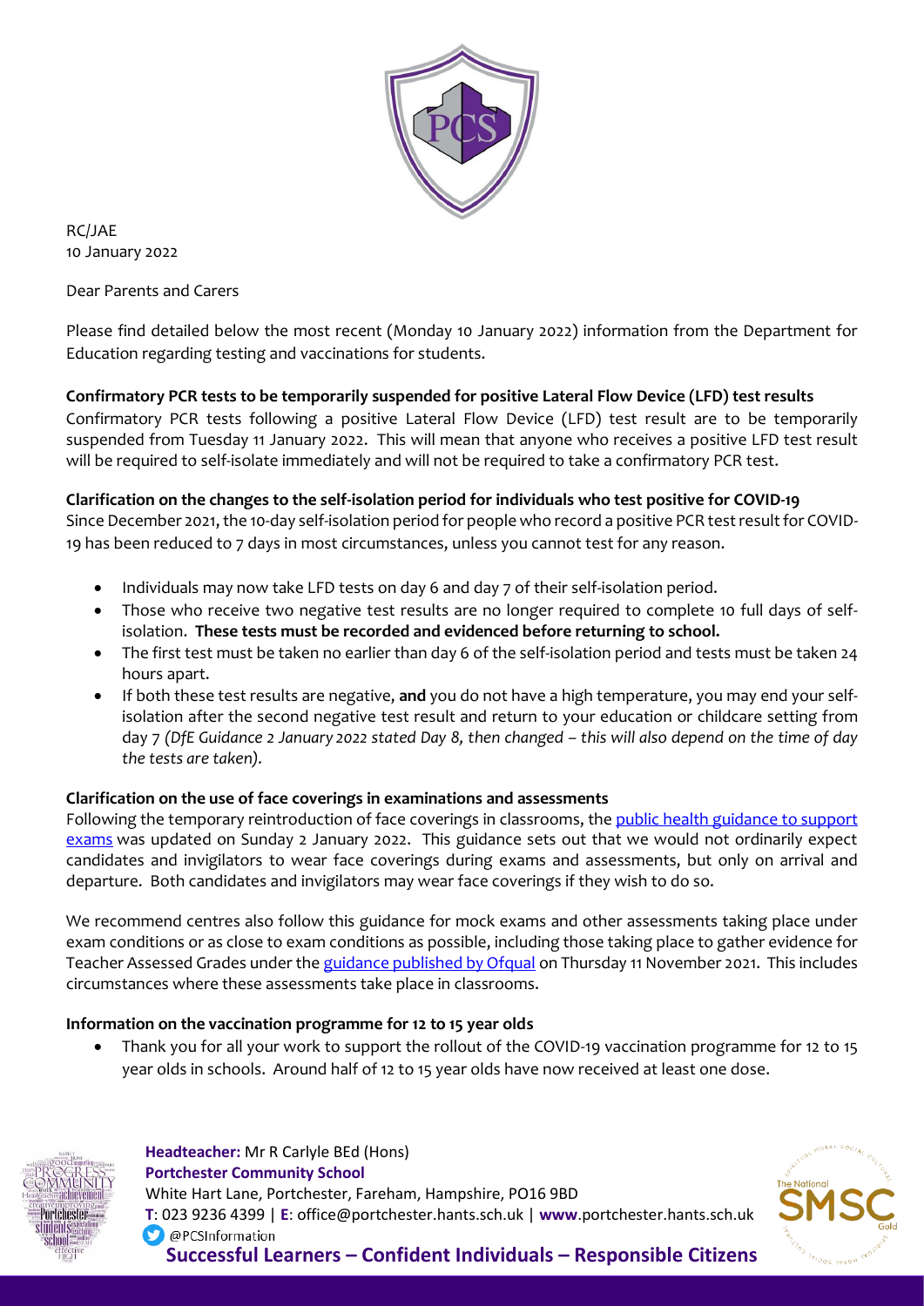RC/JAE
10 January 2022

Dear Parents and Carers

Please find detailed below the most recent (Monday 10 January 2022) information from the Department for Education regarding testing and vaccinations for students.

**Confirmatory PCR tests to be temporarily suspended for positive Lateral Flow Device (LFD) test results**

Confirmatory PCR tests following a positive Lateral Flow Device (LFD) test result are to be temporarily suspended from Tuesday 11 January 2022. This will mean that anyone who receives a positive LFD test result will be required to self-isolate immediately and will not be required to take a confirmatory PCR test.

**Clarification on the changes to the self-isolation period for individuals who test positive for COVID-19**

Since December 2021, the 10-day self-isolation period for people who record a positive PCR test result for COVID-19 has been reduced to 7 days in most circumstances, unless you cannot test for any reason.

- Individuals may now take LFD tests on day 6 and day 7 of their self-isolation period.
- Those who receive two negative test results are no longer required to complete 10 full days of self-isolation. **These tests must be recorded and evidenced before returning to school.**
- The first test must be taken no earlier than day 6 of the self-isolation period and tests must be taken 24 hours apart.
- If both these test results are negative, **and** you do not have a high temperature, you may end your self-isolation after the second negative test result and return to your education or childcare setting from day 7 *(DfE Guidance 2 January 2022 stated Day 8, then changed – this will also depend on the time of day the tests are taken).*

**Clarification on the use of face coverings in examinations and assessments**

Following the temporary reintroduction of face coverings in classrooms, the public health guidance to support exams was updated on Sunday 2 January 2022. This guidance sets out that we would not ordinarily expect candidates and invigilators to wear face coverings during exams and assessments, but only on arrival and departure. Both candidates and invigilators may wear face coverings if they wish to do so.

We recommend centres also follow this guidance for mock exams and other assessments taking place under exam conditions or as close to exam conditions as possible, including those taking place to gather evidence for Teacher Assessed Grades under the guidance published by Ofqual on Thursday 11 November 2021. This includes circumstances where these assessments take place in classrooms.

**Information on the vaccination programme for 12 to 15 year olds**

- Thank you for all your work to support the rollout of the COVID-19 vaccination programme for 12 to 15 year olds in schools. Around half of 12 to 15 year olds have now received at least one dose.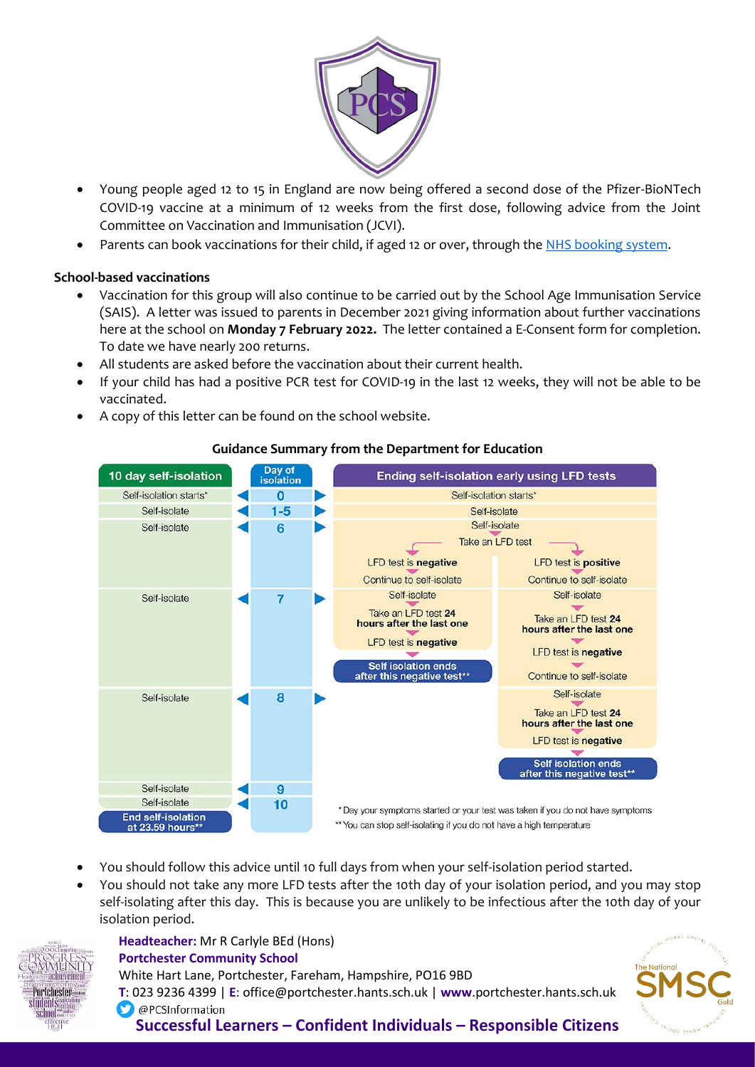- Young people aged 12 to 15 in England are now being offered a second dose of the Pfizer-BioNTech COVID-19 vaccine at a minimum of 12 weeks from the first dose, following advice from the Joint Committee on Vaccination and Immunisation (JCVI).
- Parents can book vaccinations for their child, if aged 12 or over, through the NHS booking system.

**School-based vaccinations**

- Vaccination for this group will also continue to be carried out by the School Age Immunisation Service (SAIS). A letter was issued to parents in December 2021 giving information about further vaccinations here at the school on **Monday 7 February 2022.** The letter contained a E-Consent form for completion. To date we have nearly 200 returns.
- All students are asked before the vaccination about their current health.
- If your child has had a positive PCR test for COVID-19 in the last 12 weeks, they will not be able to be vaccinated.
- A copy of this letter can be found on the school website.

**Guidance Summary from the Department for Education**

| 10 day self-isolation | Day of isolation | Ending self-isolation early using LFD tests | |
|---|---|---|---|
| Self-isolation starts* | 0 | Self-isolation starts* | |
| Self-isolate | 1-5 | Self-isolate | |
| Self-isolate | 6 | Self-isolate<br>Take an LFD test<br>LFD test is **negative**<br>Continue to self-isolate | Self-isolate<br>Take an LFD test<br>LFD test is **positive**<br>Continue to self-isolate |
| Self-isolate | 7 | Self-isolate<br>Take an LFD test **24 hours after the last one**<br>LFD test is **negative**<br>**Self isolation ends after this negative test**** | Self-isolate<br>Take an LFD test **24 hours after the last one**<br>LFD test is **negative**<br>Continue to self-isolate |
| Self-isolate | 8 | | Self-isolate<br>Take an LFD test **24 hours after the last one**<br>LFD test is **negative**<br>**Self isolation ends after this negative test**** |
| Self-isolate | 9 | | |
| Self-isolate | 10 | | |
| **End self-isolation at 23.59 hours**** | | | |

\* Day your symptoms started or your test was taken if you do not have symptoms
\*\* You can stop self-isolating if you do not have a high temperature

- You should follow this advice until 10 full days from when your self-isolation period started.
- You should not take any more LFD tests after the 10th day of your isolation period, and you may stop self-isolating after this day. This is because you are unlikely to be infectious after the 10th day of your isolation period.

**Headteacher:** Mr R Carlyle BEd (Hons)
**Portchester Community School**
White Hart Lane, Portchester, Fareham, Hampshire, PO16 9BD
**T**: 023 9236 4399 | **E**: office@portchester.hants.sch.uk | **www**.portchester.hants.sch.uk
@PCSInformation
**Successful Learners – Confident Individuals – Responsible Citizens**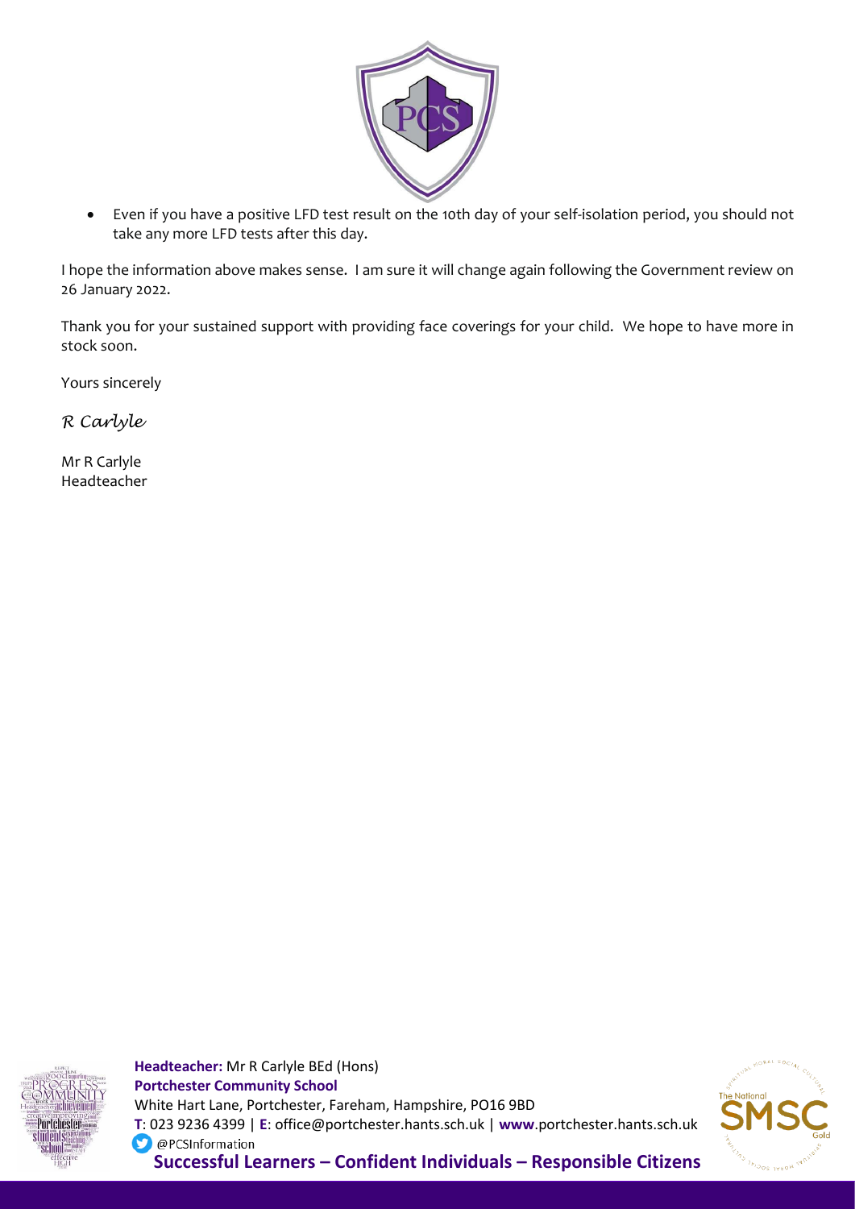- Even if you have a positive LFD test result on the 10th day of your self-isolation period, you should not take any more LFD tests after this day.

I hope the information above makes sense. I am sure it will change again following the Government review on 26 January 2022.

Thank you for your sustained support with providing face coverings for your child. We hope to have more in stock soon.

Yours sincerely

*R Carlyle*

Mr R Carlyle
Headteacher